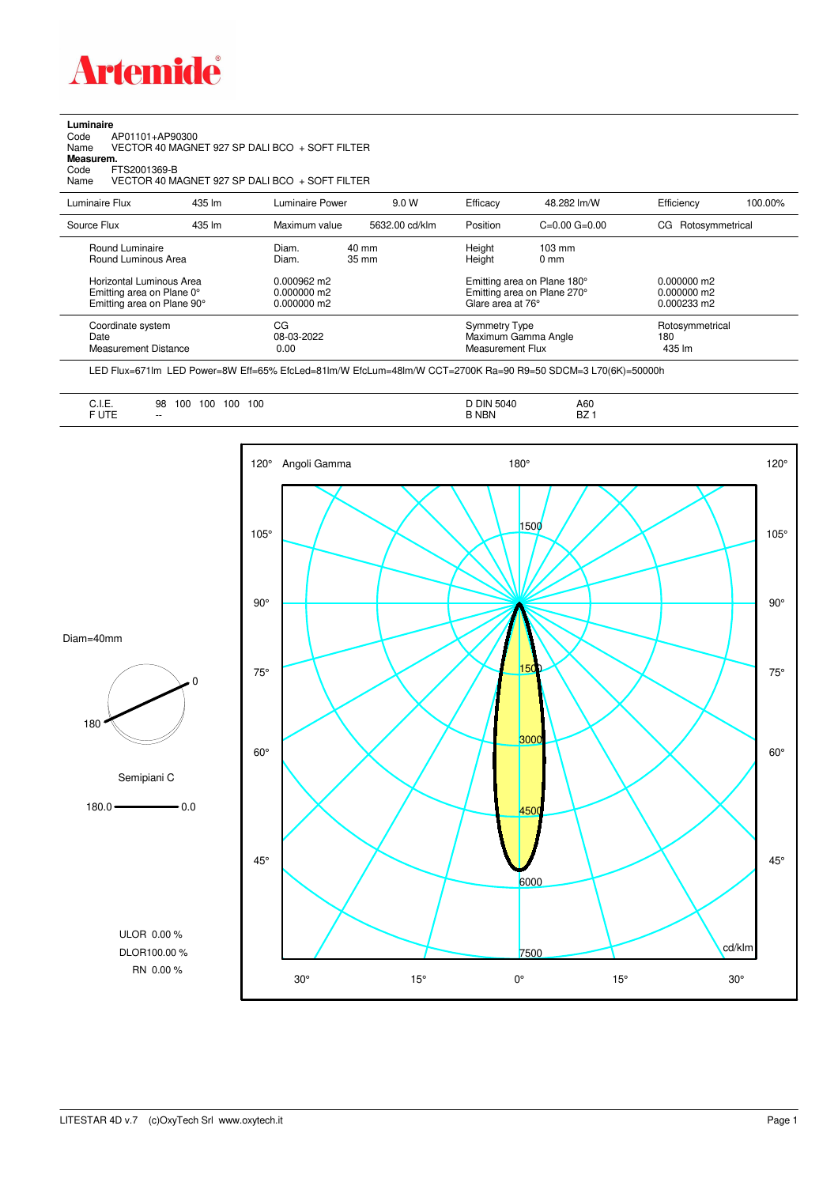# Artemide

**Luminaire**

Code AP01101+AP90300
Name VECTOR 40 MAGNET 927 SP DALI BCO + SOFT FILTER

**Measurem.**

Code FTS2001369-B
Name VECTOR 40 MAGNET 927 SP DALI BCO + SOFT FILTER

| Luminaire Flux | 435 lm | Luminaire Power | 9.0 W | Efficacy | 48.282 lm/W | Efficiency | 100.00% |
|---|---|---|---|---|---|---|---|
| Source Flux | 435 lm | Maximum value | 5632.00 cd/klm | Position | C=0.00 G=0.00 | CG | Rotosymmetrical |

| | | | | |
|---|---|---|---|---|
| Round Luminaire | Diam. 40 mm | Height 103 mm | | |
| Round Luminous Area | Diam. 35 mm | Height 0 mm | | |
| Horizontal Luminous Area | 0.000962 m2 | Emitting area on Plane 180° | 0.000000 m2 | |
| Emitting area on Plane 0° | 0.000000 m2 | Emitting area on Plane 270° | 0.000000 m2 | |
| Emitting area on Plane 90° | 0.000000 m2 | Glare area at 76° | 0.000233 m2 | |
| Coordinate system | CG | Symmetry Type | Rotosymmetrical | |
| Date | 08-03-2022 | Maximum Gamma Angle | 180 | |
| Measurement Distance | 0.00 | Measurement Flux | 435 lm | |

LED Flux=671lm LED Power=8W Eff=65% EfcLed=81lm/W EfcLum=48lm/W CCT=2700K Ra=90 R9=50 SDCM=3 L70(6K)=50000h

| | | | |
|---|---|---|---|
| C.I.E. | 98 100 100 100 100 | D DIN 5040 | A60 |
| F UTE | -- | B NBN | BZ 1 |

Diam=40mm

Semipiani C

180.0 — 0.0

ULOR 0.00 %

DLOR100.00 %

RN 0.00 %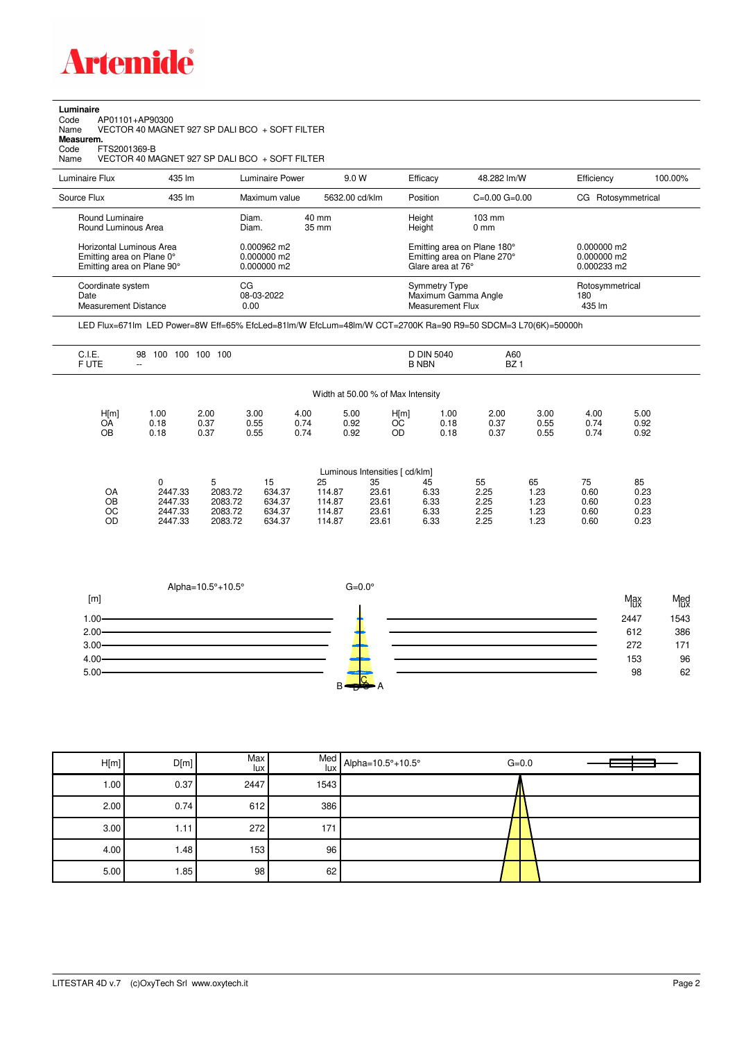# Artemide

**Luminaire**
Code AP01101+AP90300
Name VECTOR 40 MAGNET 927 SP DALI BCO + SOFT FILTER
**Measurem.**
Code FTS2001369-B
Name VECTOR 40 MAGNET 927 SP DALI BCO + SOFT FILTER

| | | | | | | | |
|---|---|---|---|---|---|---|---|
| Luminaire Flux | 435 lm | Luminaire Power | 9.0 W | Efficacy | 48.282 lm/W | Efficiency | 100.00% |
| Source Flux | 435 lm | Maximum value | 5632.00 cd/klm | Position | C=0.00 G=0.00 | CG | Rotosymmetrical |

| | | | | |
|---|---|---|---|---|
| Round Luminaire | Diam. 40 mm | Height 103 mm | | |
| Round Luminous Area | Diam. 35 mm | Height 0 mm | | |
| Horizontal Luminous Area | 0.000962 m2 | Emitting area on Plane 180° | 0.000000 m2 | |
| Emitting area on Plane 0° | 0.000000 m2 | Emitting area on Plane 270° | 0.000000 m2 | |
| Emitting area on Plane 90° | 0.000000 m2 | Glare area at 76° | 0.000233 m2 | |

| | | | |
|---|---|---|---|
| Coordinate system | CG | Symmetry Type | Rotosymmetrical |
| Date | 08-03-2022 | Maximum Gamma Angle | 180 |
| Measurement Distance | 0.00 | Measurement Flux | 435 lm |

LED Flux=671lm LED Power=8W Eff=65% EfcLed=81lm/W EfcLum=48lm/W CCT=2700K Ra=90 R9=50 SDCM=3 L70(6K)=50000h

| | | | |
|---|---|---|---|
| C.I.E. | 98 100 100 100 100 | D DIN 5040 | A60 |
| F UTE | -- | B NBN | BZ 1 |

Width at 50.00 % of Max Intensity

| H[m] | 1.00 | 2.00 | 3.00 | 4.00 | 5.00 | H[m] | 1.00 | 2.00 | 3.00 | 4.00 | 5.00 |
|---|---|---|---|---|---|---|---|---|---|---|---|
| OA | 0.18 | 0.37 | 0.55 | 0.74 | 0.92 | OC | 0.18 | 0.37 | 0.55 | 0.74 | 0.92 |
| OB | 0.18 | 0.37 | 0.55 | 0.74 | 0.92 | OD | 0.18 | 0.37 | 0.55 | 0.74 | 0.92 |

Luminous Intensities [ cd/klm]

| | 0 | 5 | 15 | 25 | 35 | 45 | 55 | 65 | 75 | 85 |
|---|---|---|---|---|---|---|---|---|---|---|
| OA | 2447.33 | 2083.72 | 634.37 | 114.87 | 23.61 | 6.33 | 2.25 | 1.23 | 0.60 | 0.23 |
| OB | 2447.33 | 2083.72 | 634.37 | 114.87 | 23.61 | 6.33 | 2.25 | 1.23 | 0.60 | 0.23 |
| OC | 2447.33 | 2083.72 | 634.37 | 114.87 | 23.61 | 6.33 | 2.25 | 1.23 | 0.60 | 0.23 |
| OD | 2447.33 | 2083.72 | 634.37 | 114.87 | 23.61 | 6.33 | 2.25 | 1.23 | 0.60 | 0.23 |

Alpha=10.5°+10.5°
G=0.0°
[m]
Max lux
Med lux
1.00 2447 1543
2.00 612 386
3.00 272 171
4.00 153 96
5.00 98 62
B D C A

| H[m] | D[m] | Max lux | Med lux | Alpha=10.5°+10.5° G=0.0 |
|---|---|---|---|---|
| 1.00 | 0.37 | 2447 | 1543 | |
| 2.00 | 0.74 | 612 | 386 | |
| 3.00 | 1.11 | 272 | 171 | |
| 4.00 | 1.48 | 153 | 96 | |
| 5.00 | 1.85 | 98 | 62 | |

LITESTAR 4D v.7 (c)OxyTech Srl www.oxytech.it